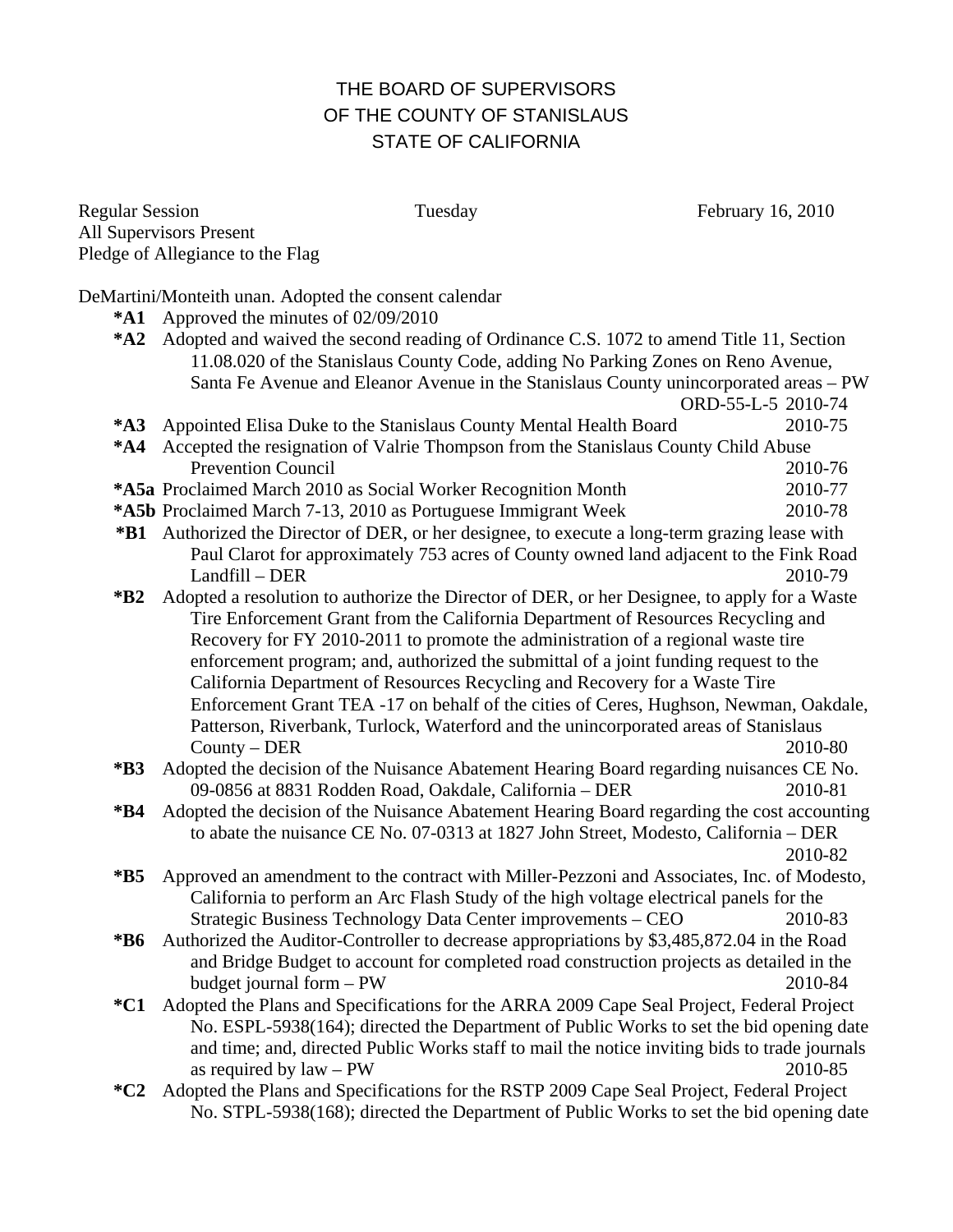# THE BOARD OF SUPERVISORS
# OF THE COUNTY OF STANISLAUS
# STATE OF CALIFORNIA

Regular Session                    Tuesday                    February 16, 2010
All Supervisors Present
Pledge of Allegiance to the Flag

DeMartini/Monteith unan. Adopted the consent calendar

**\*A1** Approved the minutes of 02/09/2010

**\*A2** Adopted and waived the second reading of Ordinance C.S. 1072 to amend Title 11, Section 11.08.020 of the Stanislaus County Code, adding No Parking Zones on Reno Avenue, Santa Fe Avenue and Eleanor Avenue in the Stanislaus County unincorporated areas – PW
ORD-55-L-5 2010-74

**\*A3** Appointed Elisa Duke to the Stanislaus County Mental Health Board 2010-75

**\*A4** Accepted the resignation of Valrie Thompson from the Stanislaus County Child Abuse Prevention Council 2010-76

**\*A5a** Proclaimed March 2010 as Social Worker Recognition Month 2010-77

**\*A5b** Proclaimed March 7-13, 2010 as Portuguese Immigrant Week 2010-78

**\*B1** Authorized the Director of DER, or her designee, to execute a long-term grazing lease with Paul Clarot for approximately 753 acres of County owned land adjacent to the Fink Road Landfill – DER 2010-79

**\*B2** Adopted a resolution to authorize the Director of DER, or her Designee, to apply for a Waste Tire Enforcement Grant from the California Department of Resources Recycling and Recovery for FY 2010-2011 to promote the administration of a regional waste tire enforcement program; and, authorized the submittal of a joint funding request to the California Department of Resources Recycling and Recovery for a Waste Tire Enforcement Grant TEA -17 on behalf of the cities of Ceres, Hughson, Newman, Oakdale, Patterson, Riverbank, Turlock, Waterford and the unincorporated areas of Stanislaus County – DER 2010-80

**\*B3** Adopted the decision of the Nuisance Abatement Hearing Board regarding nuisances CE No. 09-0856 at 8831 Rodden Road, Oakdale, California – DER 2010-81

**\*B4** Adopted the decision of the Nuisance Abatement Hearing Board regarding the cost accounting to abate the nuisance CE No. 07-0313 at 1827 John Street, Modesto, California – DER
2010-82

**\*B5** Approved an amendment to the contract with Miller-Pezzoni and Associates, Inc. of Modesto, California to perform an Arc Flash Study of the high voltage electrical panels for the Strategic Business Technology Data Center improvements – CEO 2010-83

**\*B6** Authorized the Auditor-Controller to decrease appropriations by $3,485,872.04 in the Road and Bridge Budget to account for completed road construction projects as detailed in the budget journal form – PW 2010-84

**\*C1** Adopted the Plans and Specifications for the ARRA 2009 Cape Seal Project, Federal Project No. ESPL-5938(164); directed the Department of Public Works to set the bid opening date and time; and, directed Public Works staff to mail the notice inviting bids to trade journals as required by law – PW 2010-85

**\*C2** Adopted the Plans and Specifications for the RSTP 2009 Cape Seal Project, Federal Project No. STPL-5938(168); directed the Department of Public Works to set the bid opening date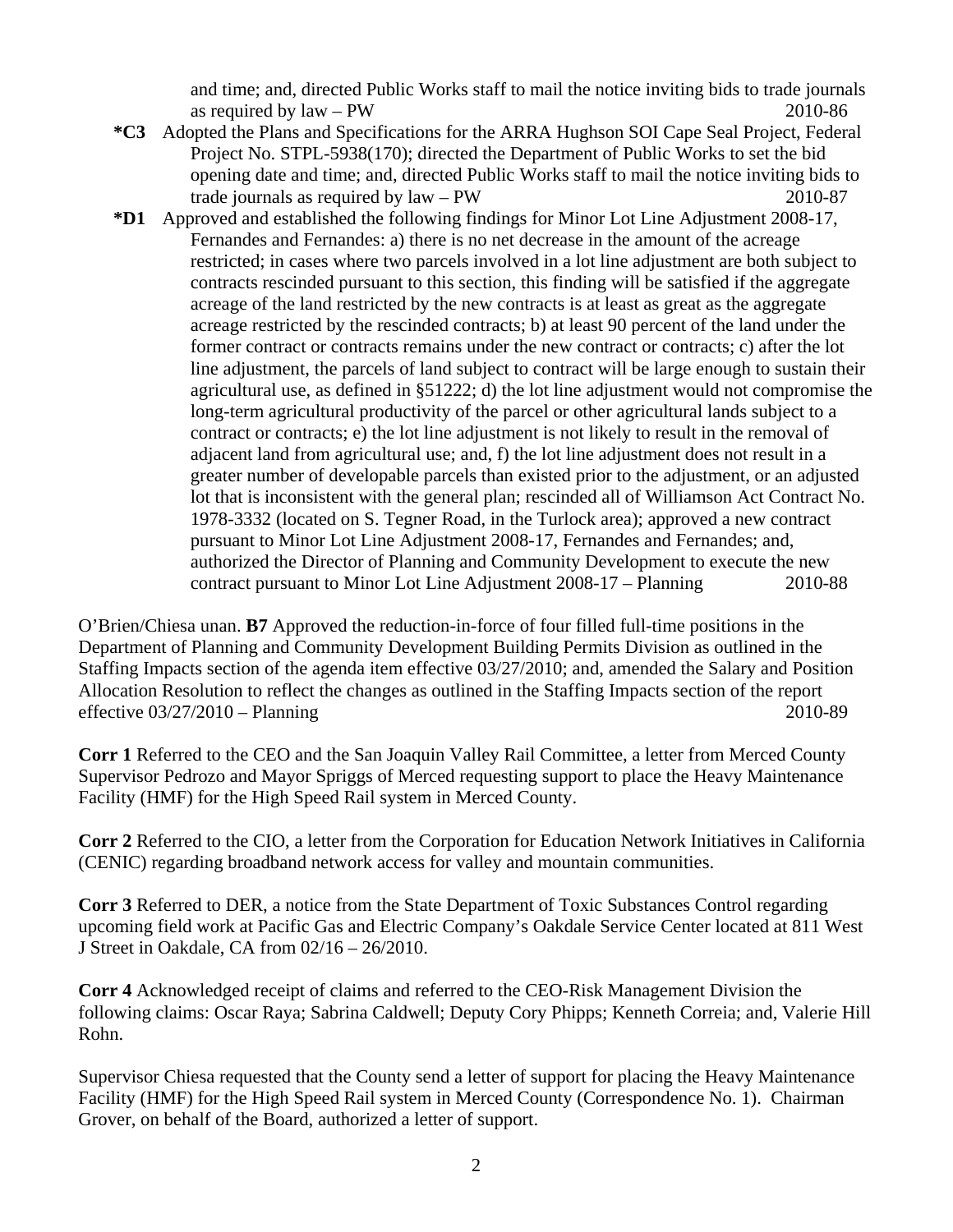and time; and, directed Public Works staff to mail the notice inviting bids to trade journals as required by law – PW 2010-86

**\*C3** Adopted the Plans and Specifications for the ARRA Hughson SOI Cape Seal Project, Federal Project No. STPL-5938(170); directed the Department of Public Works to set the bid opening date and time; and, directed Public Works staff to mail the notice inviting bids to trade journals as required by law – PW 2010-87

**\*D1** Approved and established the following findings for Minor Lot Line Adjustment 2008-17, Fernandes and Fernandes: a) there is no net decrease in the amount of the acreage restricted; in cases where two parcels involved in a lot line adjustment are both subject to contracts rescinded pursuant to this section, this finding will be satisfied if the aggregate acreage of the land restricted by the new contracts is at least as great as the aggregate acreage restricted by the rescinded contracts; b) at least 90 percent of the land under the former contract or contracts remains under the new contract or contracts; c) after the lot line adjustment, the parcels of land subject to contract will be large enough to sustain their agricultural use, as defined in §51222; d) the lot line adjustment would not compromise the long-term agricultural productivity of the parcel or other agricultural lands subject to a contract or contracts; e) the lot line adjustment is not likely to result in the removal of adjacent land from agricultural use; and, f) the lot line adjustment does not result in a greater number of developable parcels than existed prior to the adjustment, or an adjusted lot that is inconsistent with the general plan; rescinded all of Williamson Act Contract No. 1978-3332 (located on S. Tegner Road, in the Turlock area); approved a new contract pursuant to Minor Lot Line Adjustment 2008-17, Fernandes and Fernandes; and, authorized the Director of Planning and Community Development to execute the new contract pursuant to Minor Lot Line Adjustment 2008-17 – Planning 2010-88

O'Brien/Chiesa unan. **B7** Approved the reduction-in-force of four filled full-time positions in the Department of Planning and Community Development Building Permits Division as outlined in the Staffing Impacts section of the agenda item effective 03/27/2010; and, amended the Salary and Position Allocation Resolution to reflect the changes as outlined in the Staffing Impacts section of the report effective 03/27/2010 – Planning 2010-89

**Corr 1** Referred to the CEO and the San Joaquin Valley Rail Committee, a letter from Merced County Supervisor Pedrozo and Mayor Spriggs of Merced requesting support to place the Heavy Maintenance Facility (HMF) for the High Speed Rail system in Merced County.

**Corr 2** Referred to the CIO, a letter from the Corporation for Education Network Initiatives in California (CENIC) regarding broadband network access for valley and mountain communities.

**Corr 3** Referred to DER, a notice from the State Department of Toxic Substances Control regarding upcoming field work at Pacific Gas and Electric Company's Oakdale Service Center located at 811 West J Street in Oakdale, CA from 02/16 – 26/2010.

**Corr 4** Acknowledged receipt of claims and referred to the CEO-Risk Management Division the following claims: Oscar Raya; Sabrina Caldwell; Deputy Cory Phipps; Kenneth Correia; and, Valerie Hill Rohn.

Supervisor Chiesa requested that the County send a letter of support for placing the Heavy Maintenance Facility (HMF) for the High Speed Rail system in Merced County (Correspondence No. 1). Chairman Grover, on behalf of the Board, authorized a letter of support.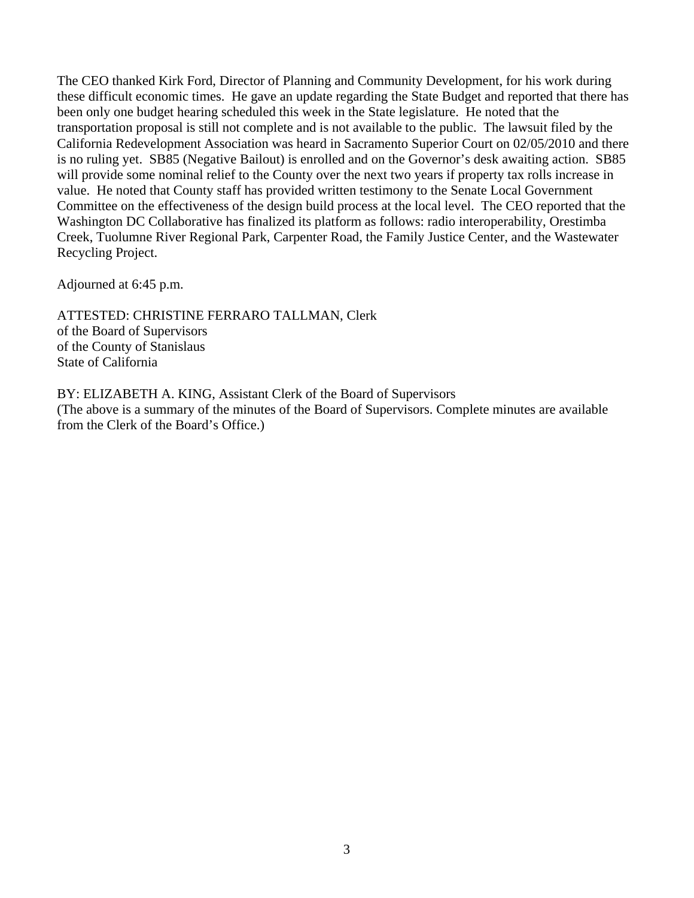The CEO thanked Kirk Ford, Director of Planning and Community Development, for his work during these difficult economic times. He gave an update regarding the State Budget and reported that there has been only one budget hearing scheduled this week in the State legislature. He noted that the transportation proposal is still not complete and is not available to the public. The lawsuit filed by the California Redevelopment Association was heard in Sacramento Superior Court on 02/05/2010 and there is no ruling yet. SB85 (Negative Bailout) is enrolled and on the Governor's desk awaiting action. SB85 will provide some nominal relief to the County over the next two years if property tax rolls increase in value. He noted that County staff has provided written testimony to the Senate Local Government Committee on the effectiveness of the design build process at the local level. The CEO reported that the Washington DC Collaborative has finalized its platform as follows: radio interoperability, Orestimba Creek, Tuolumne River Regional Park, Carpenter Road, the Family Justice Center, and the Wastewater Recycling Project.

Adjourned at 6:45 p.m.

ATTESTED: CHRISTINE FERRARO TALLMAN, Clerk
of the Board of Supervisors
of the County of Stanislaus
State of California

BY: ELIZABETH A. KING, Assistant Clerk of the Board of Supervisors
(The above is a summary of the minutes of the Board of Supervisors. Complete minutes are available from the Clerk of the Board's Office.)